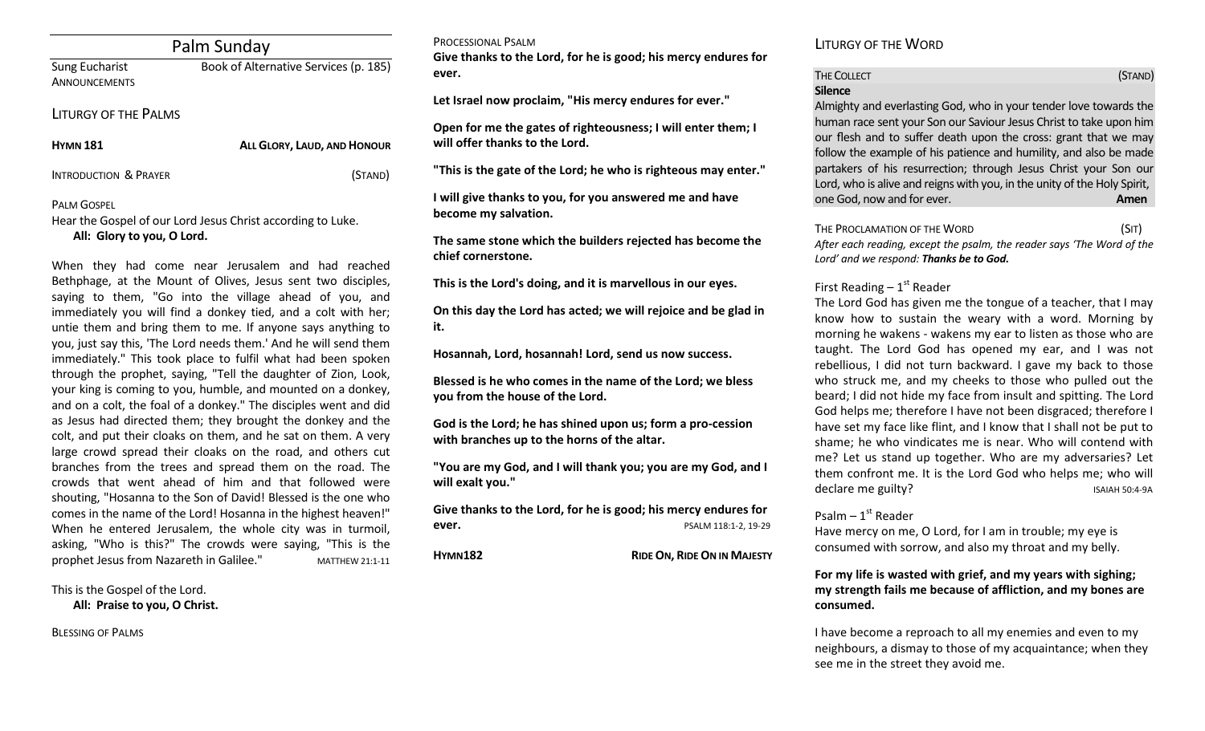# Palm Sunday

Sung Eucharist — Book of Alternative Services (p. 185)

ANNOUNCEMENTS

## LITURGY OF THE PALMS

**HYMN 181** — **ALL GLORY, LAUD, AND HONOUR**

INTRODUCTION & PRAYER (STAND)

PALM GOSPEL

Hear the Gospel of our Lord Jesus Christ according to Luke.
**All: Glory to you, O Lord.**

When they had come near Jerusalem and had reached Bethphage, at the Mount of Olives, Jesus sent two disciples, saying to them, "Go into the village ahead of you, and immediately you will find a donkey tied, and a colt with her; untie them and bring them to me. If anyone says anything to you, just say this, 'The Lord needs them.' And he will send them immediately." This took place to fulfil what had been spoken through the prophet, saying, "Tell the daughter of Zion, Look, your king is coming to you, humble, and mounted on a donkey, and on a colt, the foal of a donkey." The disciples went and did as Jesus had directed them; they brought the donkey and the colt, and put their cloaks on them, and he sat on them. A very large crowd spread their cloaks on the road, and others cut branches from the trees and spread them on the road. The crowds that went ahead of him and that followed were shouting, "Hosanna to the Son of David! Blessed is the one who comes in the name of the Lord! Hosanna in the highest heaven!" When he entered Jerusalem, the whole city was in turmoil, asking, "Who is this?" The crowds were saying, "This is the prophet Jesus from Nazareth in Galilee." MATTHEW 21:1-11

This is the Gospel of the Lord.
**All: Praise to you, O Christ.**

BLESSING OF PALMS

PROCESSIONAL PSALM

**Give thanks to the Lord, for he is good; his mercy endures for ever.**

**Let Israel now proclaim, "His mercy endures for ever."**

**Open for me the gates of righteousness; I will enter them; I will offer thanks to the Lord.**

**"This is the gate of the Lord; he who is righteous may enter."**

**I will give thanks to you, for you answered me and have become my salvation.**

**The same stone which the builders rejected has become the chief cornerstone.**

**This is the Lord's doing, and it is marvellous in our eyes.**

**On this day the Lord has acted; we will rejoice and be glad in it.**

**Hosannah, Lord, hosannah! Lord, send us now success.**

**Blessed is he who comes in the name of the Lord; we bless you from the house of the Lord.**

**God is the Lord; he has shined upon us; form a pro-cession with branches up to the horns of the altar.**

**"You are my God, and I will thank you; you are my God, and I will exalt you."**

**Give thanks to the Lord, for he is good; his mercy endures for ever.** PSALM 118:1-2, 19-29

**HYMN182** — **RIDE ON, RIDE ON IN MAJESTY**

## LITURGY OF THE WORD

THE COLLECT (STAND)

**Silence**

Almighty and everlasting God, who in your tender love towards the human race sent your Son our Saviour Jesus Christ to take upon him our flesh and to suffer death upon the cross: grant that we may follow the example of his patience and humility, and also be made partakers of his resurrection; through Jesus Christ your Son our Lord, who is alive and reigns with you, in the unity of the Holy Spirit, one God, now and for ever. **Amen**

THE PROCLAMATION OF THE WORD (SIT)

*After each reading, except the psalm, the reader says 'The Word of the Lord' and we respond:* ***Thanks be to God.***

First Reading – 1st Reader

The Lord God has given me the tongue of a teacher, that I may know how to sustain the weary with a word. Morning by morning he wakens - wakens my ear to listen as those who are taught. The Lord God has opened my ear, and I was not rebellious, I did not turn backward. I gave my back to those who struck me, and my cheeks to those who pulled out the beard; I did not hide my face from insult and spitting. The Lord God helps me; therefore I have not been disgraced; therefore I have set my face like flint, and I know that I shall not be put to shame; he who vindicates me is near. Who will contend with me? Let us stand up together. Who are my adversaries? Let them confront me. It is the Lord God who helps me; who will declare me guilty? ISAIAH 50:4-9A

Psalm – 1st Reader

Have mercy on me, O Lord, for I am in trouble; my eye is consumed with sorrow, and also my throat and my belly.

**For my life is wasted with grief, and my years with sighing; my strength fails me because of affliction, and my bones are consumed.**

I have become a reproach to all my enemies and even to my neighbours, a dismay to those of my acquaintance; when they see me in the street they avoid me.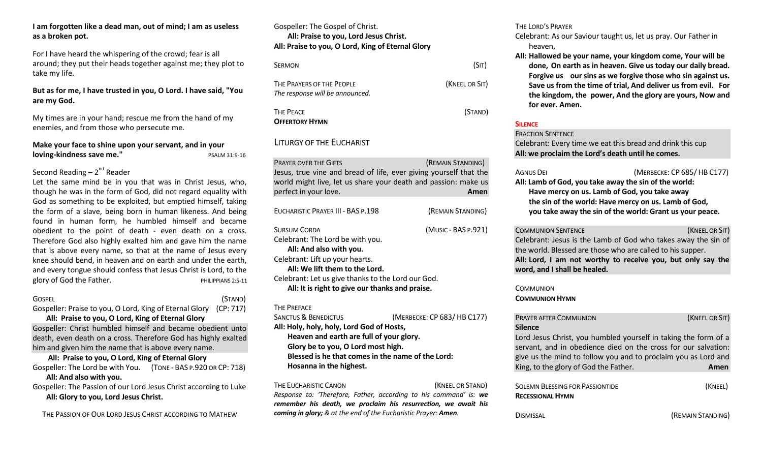**I am forgotten like a dead man, out of mind; I am as useless as a broken pot.**

For I have heard the whispering of the crowd; fear is all around; they put their heads together against me; they plot to take my life.

**But as for me, I have trusted in you, O Lord. I have said, "You are my God.**

My times are in your hand; rescue me from the hand of my enemies, and from those who persecute me.

**Make your face to shine upon your servant, and in your loving-kindness save me."** PSALM 31:9-16

Second Reading – 2nd Reader

Let the same mind be in you that was in Christ Jesus, who, though he was in the form of God, did not regard equality with God as something to be exploited, but emptied himself, taking the form of a slave, being born in human likeness. And being found in human form, he humbled himself and became obedient to the point of death - even death on a cross. Therefore God also highly exalted him and gave him the name that is above every name, so that at the name of Jesus every knee should bend, in heaven and on earth and under the earth, and every tongue should confess that Jesus Christ is Lord, to the glory of God the Father. PHILIPPIANS 2:5-11

GOSPEL (STAND)

Gospeller: Praise to you, O Lord, King of Eternal Glory (CP: 717)

**All: Praise to you, O Lord, King of Eternal Glory**

Gospeller: Christ humbled himself and became obedient unto death, even death on a cross. Therefore God has highly exalted him and given him the name that is above every name.

**All: Praise to you, O Lord, King of Eternal Glory**

Gospeller: The Lord be with You. (TONE - BAS P.920 OR CP: 718)

**All: And also with you.**

Gospeller: The Passion of our Lord Jesus Christ according to Luke

**All: Glory to you, Lord Jesus Christ.**

THE PASSION OF OUR LORD JESUS CHRIST ACCORDING TO MATHEW

Gospeller: The Gospel of Christ.

**All: Praise to you, Lord Jesus Christ.**

**All: Praise to you, O Lord, King of Eternal Glory**

SERMON (SIT)

THE PRAYERS OF THE PEOPLE (KNEEL OR SIT)

*The response will be announced.*

THE PEACE (STAND)

**OFFERTORY HYMN**

## LITURGY OF THE EUCHARIST

PRAYER OVER THE GIFTS (REMAIN STANDING)

Jesus, true vine and bread of life, ever giving yourself that the world might live, let us share your death and passion: make us perfect in your love. **Amen**

EUCHARISTIC PRAYER III - BAS P.198 (REMAIN STANDING)

SURSUM CORDA (MUSIC - BAS P.921)

Celebrant: The Lord be with you.

**All: And also with you.**

Celebrant: Lift up your hearts.

**All: We lift them to the Lord.**

Celebrant: Let us give thanks to the Lord our God.

**All: It is right to give our thanks and praise.**

THE PREFACE

SANCTUS & BENEDICTUS (MERBECKE: CP 683/ HB C177)

**All: Holy, holy, holy, Lord God of Hosts,**
**Heaven and earth are full of your glory.**
**Glory be to you, O Lord most high.**
**Blessed is he that comes in the name of the Lord:**
**Hosanna in the highest.**

THE EUCHARISTIC CANON (KNEEL OR STAND)

*Response to: 'Therefore, Father, according to his command' is:* ***we remember his death, we proclaim his resurrection, we await his coming in glory;*** *& at the end of the Eucharistic Prayer:* ***Amen****.*

THE LORD'S PRAYER

Celebrant: As our Saviour taught us, let us pray. Our Father in heaven,

**All: Hallowed be your name, your kingdom come, Your will be done, On earth as in heaven. Give us today our daily bread. Forgive us our sins as we forgive those who sin against us. Save us from the time of trial, And deliver us from evil. For the kingdom, the power, And the glory are yours, Now and for ever. Amen.**

**SILENCE**

FRACTION SENTENCE

Celebrant: Every time we eat this bread and drink this cup

**All: we proclaim the Lord's death until he comes.**

AGNUS DEI (MERBECKE: CP 685/ HB C177)

**All: Lamb of God, you take away the sin of the world:**
**Have mercy on us. Lamb of God, you take away**
**the sin of the world: Have mercy on us. Lamb of God,**
**you take away the sin of the world: Grant us your peace.**

COMMUNION SENTENCE (KNEEL OR SIT)

Celebrant: Jesus is the Lamb of God who takes away the sin of the world. Blessed are those who are called to his supper.

**All: Lord, I am not worthy to receive you, but only say the word, and I shall be healed.**

COMMUNION

**COMMUNION HYMN**

PRAYER AFTER COMMUNION (KNEEL OR SIT)

**Silence**

Lord Jesus Christ, you humbled yourself in taking the form of a servant, and in obedience died on the cross for our salvation: give us the mind to follow you and to proclaim you as Lord and King, to the glory of God the Father. **Amen**

SOLEMN BLESSING FOR PASSIONTIDE (KNEEL)

**RECESSIONAL HYMN**

DISMISSAL (REMAIN STANDING)